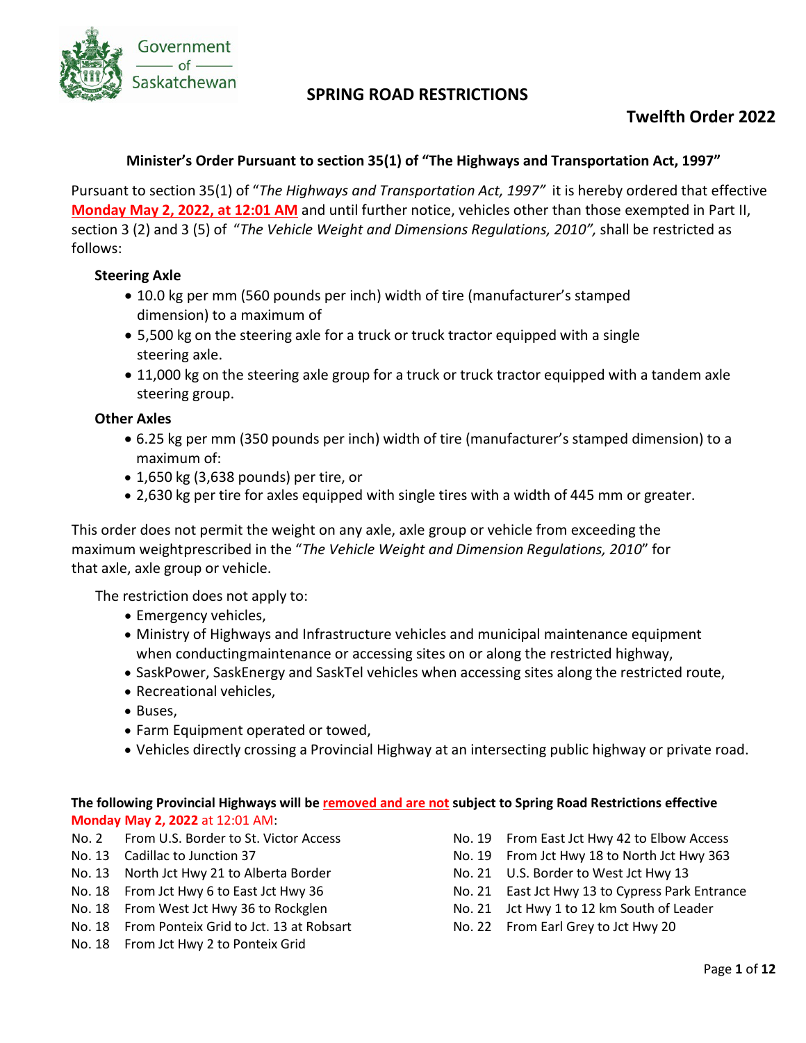Government of Saskatchewan

# SPRING ROAD RESTRICTIONS

## Twelfth Order 2022

### Minister's Order Pursuant to section 35(1) of "The Highways and Transportation Act, 1997"

Pursuant to section 35(1) of "*The Highways and Transportation Act, 1997*" it is hereby ordered that effective **Monday May 2, 2022, at 12:01 AM** and until further notice, vehicles other than those exempted in Part II, section 3 (2) and 3 (5) of "*The Vehicle Weight and Dimensions Regulations, 2010",* shall be restricted as follows:

**Steering Axle**

- 10.0 kg per mm (560 pounds per inch) width of tire (manufacturer's stamped dimension) to a maximum of
- 5,500 kg on the steering axle for a truck or truck tractor equipped with a single steering axle.
- 11,000 kg on the steering axle group for a truck or truck tractor equipped with a tandem axle steering group.

**Other Axles**

- 6.25 kg per mm (350 pounds per inch) width of tire (manufacturer's stamped dimension) to a maximum of:
- 1,650 kg (3,638 pounds) per tire, or
- 2,630 kg per tire for axles equipped with single tires with a width of 445 mm or greater.

This order does not permit the weight on any axle, axle group or vehicle from exceeding the maximum weightprescribed in the "*The Vehicle Weight and Dimension Regulations, 2010*" for that axle, axle group or vehicle.

The restriction does not apply to:

- Emergency vehicles,
- Ministry of Highways and Infrastructure vehicles and municipal maintenance equipment when conductingmaintenance or accessing sites on or along the restricted highway,
- SaskPower, SaskEnergy and SaskTel vehicles when accessing sites along the restricted route,
- Recreational vehicles,
- Buses,
- Farm Equipment operated or towed,
- Vehicles directly crossing a Provincial Highway at an intersecting public highway or private road.

**The following Provincial Highways will be removed and are not subject to Spring Road Restrictions effective Monday May 2, 2022** at 12:01 AM:

No. 2 From U.S. Border to St. Victor Access
No. 13 Cadillac to Junction 37
No. 13 North Jct Hwy 21 to Alberta Border
No. 18 From Jct Hwy 6 to East Jct Hwy 36
No. 18 From West Jct Hwy 36 to Rockglen
No. 18 From Ponteix Grid to Jct. 13 at Robsart
No. 18 From Jct Hwy 2 to Ponteix Grid
No. 19 From East Jct Hwy 42 to Elbow Access
No. 19 From Jct Hwy 18 to North Jct Hwy 363
No. 21 U.S. Border to West Jct Hwy 13
No. 21 East Jct Hwy 13 to Cypress Park Entrance
No. 21 Jct Hwy 1 to 12 km South of Leader
No. 22 From Earl Grey to Jct Hwy 20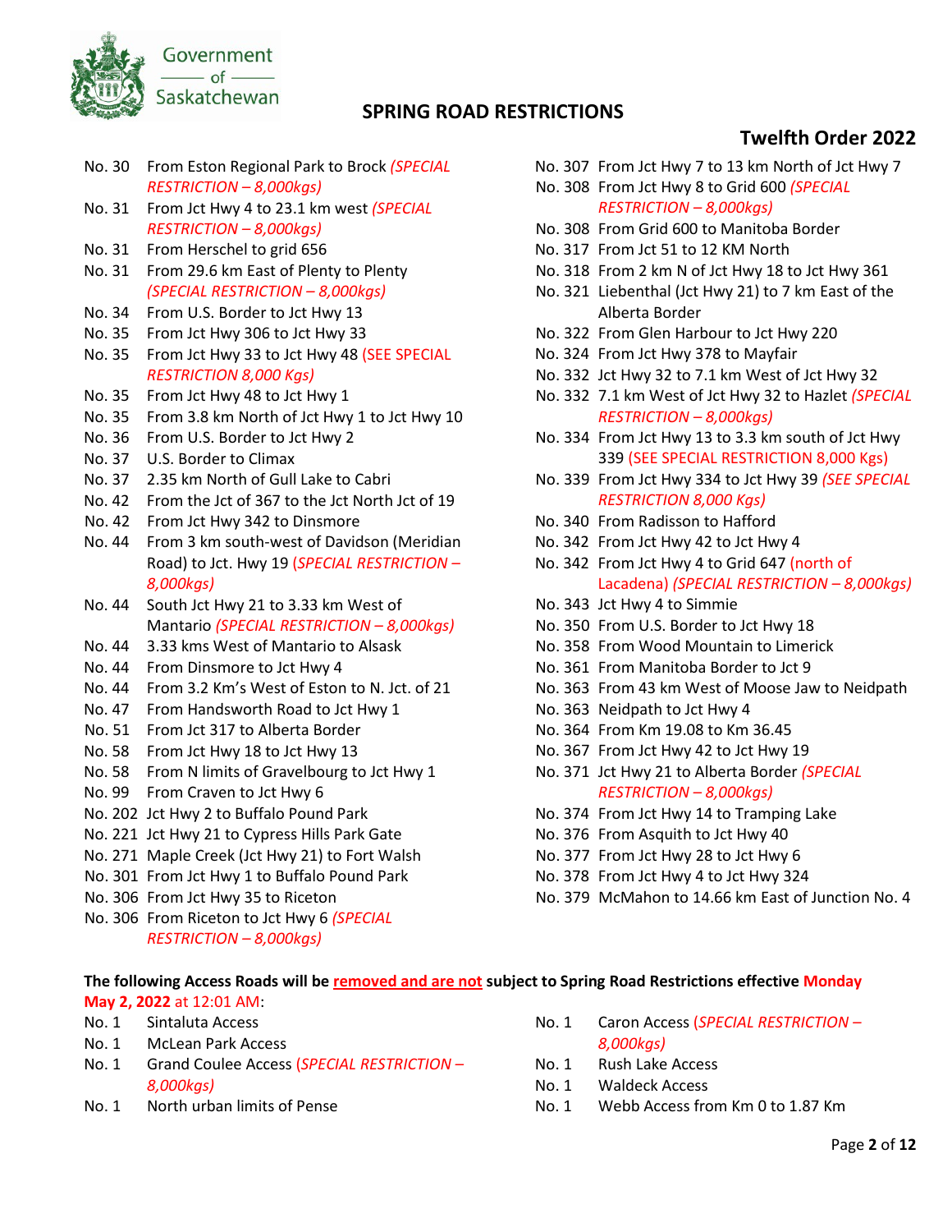## SPRING ROAD RESTRICTIONS

### Twelfth Order 2022

- No. 30 From Eston Regional Park to Brock *(SPECIAL RESTRICTION – 8,000kgs)*
- No. 31 From Jct Hwy 4 to 23.1 km west *(SPECIAL RESTRICTION – 8,000kgs)*
- No. 31 From Herschel to grid 656
- No. 31 From 29.6 km East of Plenty to Plenty *(SPECIAL RESTRICTION – 8,000kgs)*
- No. 34 From U.S. Border to Jct Hwy 13
- No. 35 From Jct Hwy 306 to Jct Hwy 33
- No. 35 From Jct Hwy 33 to Jct Hwy 48 (SEE SPECIAL *RESTRICTION 8,000 Kgs)*
- No. 35 From Jct Hwy 48 to Jct Hwy 1
- No. 35 From 3.8 km North of Jct Hwy 1 to Jct Hwy 10
- No. 36 From U.S. Border to Jct Hwy 2
- No. 37 U.S. Border to Climax
- No. 37 2.35 km North of Gull Lake to Cabri
- No. 42 From the Jct of 367 to the Jct North Jct of 19
- No. 42 From Jct Hwy 342 to Dinsmore
- No. 44 From 3 km south-west of Davidson (Meridian Road) to Jct. Hwy 19 (*SPECIAL RESTRICTION – 8,000kgs)*
- No. 44 South Jct Hwy 21 to 3.33 km West of Mantario *(SPECIAL RESTRICTION – 8,000kgs)*
- No. 44 3.33 kms West of Mantario to Alsask
- No. 44 From Dinsmore to Jct Hwy 4
- No. 44 From 3.2 Km's West of Eston to N. Jct. of 21
- No. 47 From Handsworth Road to Jct Hwy 1
- No. 51 From Jct 317 to Alberta Border
- No. 58 From Jct Hwy 18 to Jct Hwy 13
- No. 58 From N limits of Gravelbourg to Jct Hwy 1
- No. 99 From Craven to Jct Hwy 6
- No. 202 Jct Hwy 2 to Buffalo Pound Park
- No. 221 Jct Hwy 21 to Cypress Hills Park Gate
- No. 271 Maple Creek (Jct Hwy 21) to Fort Walsh
- No. 301 From Jct Hwy 1 to Buffalo Pound Park
- No. 306 From Jct Hwy 35 to Riceton
- No. 306 From Riceton to Jct Hwy 6 *(SPECIAL RESTRICTION – 8,000kgs)*
- No. 307 From Jct Hwy 7 to 13 km North of Jct Hwy 7
- No. 308 From Jct Hwy 8 to Grid 600 *(SPECIAL RESTRICTION – 8,000kgs)*
- No. 308 From Grid 600 to Manitoba Border
- No. 317 From Jct 51 to 12 KM North
- No. 318 From 2 km N of Jct Hwy 18 to Jct Hwy 361
- No. 321 Liebenthal (Jct Hwy 21) to 7 km East of the Alberta Border
- No. 322 From Glen Harbour to Jct Hwy 220
- No. 324 From Jct Hwy 378 to Mayfair
- No. 332 Jct Hwy 32 to 7.1 km West of Jct Hwy 32
- No. 332 7.1 km West of Jct Hwy 32 to Hazlet *(SPECIAL RESTRICTION – 8,000kgs)*
- No. 334 From Jct Hwy 13 to 3.3 km south of Jct Hwy 339 (SEE SPECIAL RESTRICTION 8,000 Kgs)
- No. 339 From Jct Hwy 334 to Jct Hwy 39 *(SEE SPECIAL RESTRICTION 8,000 Kgs)*
- No. 340 From Radisson to Hafford
- No. 342 From Jct Hwy 42 to Jct Hwy 4
- No. 342 From Jct Hwy 4 to Grid 647 (north of Lacadena) *(SPECIAL RESTRICTION – 8,000kgs)*
- No. 343 Jct Hwy 4 to Simmie
- No. 350 From U.S. Border to Jct Hwy 18
- No. 358 From Wood Mountain to Limerick
- No. 361 From Manitoba Border to Jct 9
- No. 363 From 43 km West of Moose Jaw to Neidpath
- No. 363 Neidpath to Jct Hwy 4
- No. 364 From Km 19.08 to Km 36.45
- No. 367 From Jct Hwy 42 to Jct Hwy 19
- No. 371 Jct Hwy 21 to Alberta Border *(SPECIAL RESTRICTION – 8,000kgs)*
- No. 374 From Jct Hwy 14 to Tramping Lake
- No. 376 From Asquith to Jct Hwy 40
- No. 377 From Jct Hwy 28 to Jct Hwy 6
- No. 378 From Jct Hwy 4 to Jct Hwy 324
- No. 379 McMahon to 14.66 km East of Junction No. 4

**The following Access Roads will be removed and are not subject to Spring Road Restrictions effective Monday May 2, 2022** at 12:01 AM:

- No. 1 Sintaluta Access
- No. 1 McLean Park Access
- No. 1 Grand Coulee Access (*SPECIAL RESTRICTION – 8,000kgs)*
- No. 1 North urban limits of Pense
- No. 1 Caron Access (*SPECIAL RESTRICTION – 8,000kgs)*
- No. 1 Rush Lake Access
- No. 1 Waldeck Access
- No. 1 Webb Access from Km 0 to 1.87 Km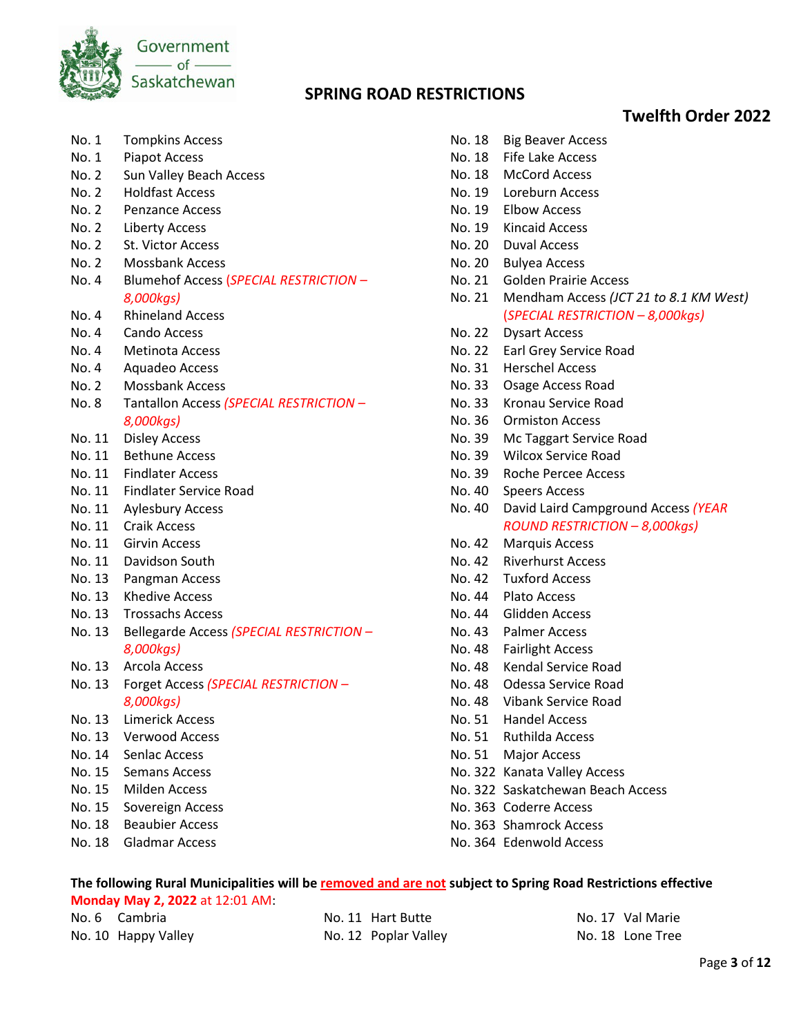Government of Saskatchewan

# SPRING ROAD RESTRICTIONS

## Twelfth Order 2022

No. 1 Tompkins Access
No. 1 Piapot Access
No. 2 Sun Valley Beach Access
No. 2 Holdfast Access
No. 2 Penzance Access
No. 2 Liberty Access
No. 2 St. Victor Access
No. 2 Mossbank Access
No. 4 Blumehof Access *(SPECIAL RESTRICTION – 8,000kgs)*
No. 4 Rhineland Access
No. 4 Cando Access
No. 4 Metinota Access
No. 4 Aquadeo Access
No. 2 Mossbank Access
No. 8 Tantallon Access *(SPECIAL RESTRICTION – 8,000kgs)*
No. 11 Disley Access
No. 11 Bethune Access
No. 11 Findlater Access
No. 11 Findlater Service Road
No. 11 Aylesbury Access
No. 11 Craik Access
No. 11 Girvin Access
No. 11 Davidson South
No. 13 Pangman Access
No. 13 Khedive Access
No. 13 Trossachs Access
No. 13 Bellegarde Access *(SPECIAL RESTRICTION – 8,000kgs)*
No. 13 Arcola Access
No. 13 Forget Access *(SPECIAL RESTRICTION – 8,000kgs)*
No. 13 Limerick Access
No. 13 Verwood Access
No. 14 Senlac Access
No. 15 Semans Access
No. 15 Milden Access
No. 15 Sovereign Access
No. 18 Beaubier Access
No. 18 Gladmar Access
No. 18 Big Beaver Access
No. 18 Fife Lake Access
No. 18 McCord Access
No. 19 Loreburn Access
No. 19 Elbow Access
No. 19 Kincaid Access
No. 20 Duval Access
No. 20 Bulyea Access
No. 21 Golden Prairie Access
No. 21 Mendham Access *(JCT 21 to 8.1 KM West)* *(SPECIAL RESTRICTION – 8,000kgs)*
No. 22 Dysart Access
No. 22 Earl Grey Service Road
No. 31 Herschel Access
No. 33 Osage Access Road
No. 33 Kronau Service Road
No. 36 Ormiston Access
No. 39 Mc Taggart Service Road
No. 39 Wilcox Service Road
No. 39 Roche Percee Access
No. 40 Speers Access
No. 40 David Laird Campground Access *(YEAR ROUND RESTRICTION – 8,000kgs)*
No. 42 Marquis Access
No. 42 Riverhurst Access
No. 42 Tuxford Access
No. 44 Plato Access
No. 44 Glidden Access
No. 43 Palmer Access
No. 48 Fairlight Access
No. 48 Kendal Service Road
No. 48 Odessa Service Road
No. 48 Vibank Service Road
No. 51 Handel Access
No. 51 Ruthilda Access
No. 51 Major Access
No. 322 Kanata Valley Access
No. 322 Saskatchewan Beach Access
No. 363 Coderre Access
No. 363 Shamrock Access
No. 364 Edenwold Access

**The following Rural Municipalities will be removed and are not subject to Spring Road Restrictions effective Monday May 2, 2022 at 12:01 AM:**

No. 6 Cambria
No. 10 Happy Valley
No. 11 Hart Butte
No. 12 Poplar Valley
No. 17 Val Marie
No. 18 Lone Tree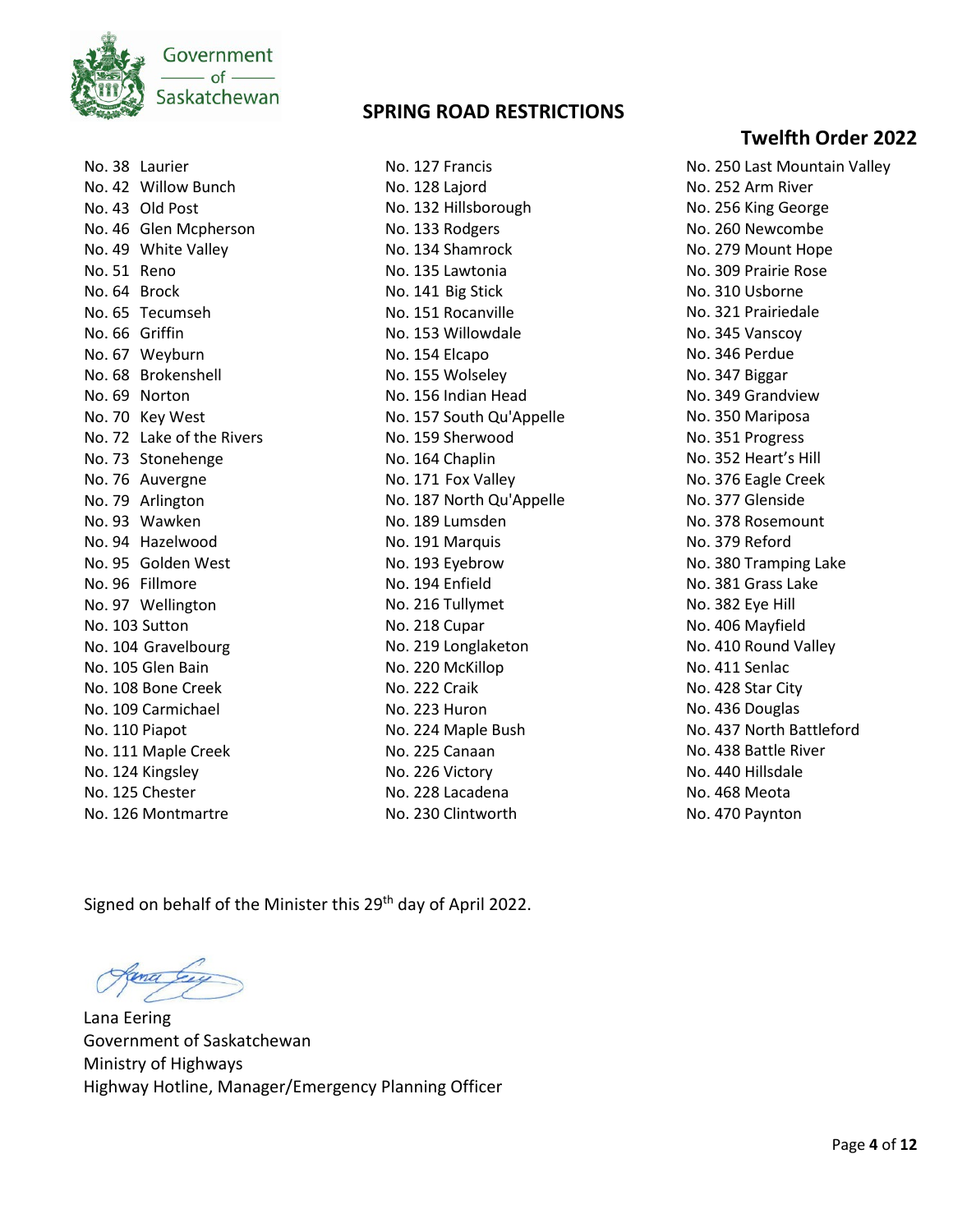## SPRING ROAD RESTRICTIONS

## Twelfth Order 2022

No. 38 Laurier
No. 42 Willow Bunch
No. 43 Old Post
No. 46 Glen Mcpherson
No. 49 White Valley
No. 51 Reno
No. 64 Brock
No. 65 Tecumseh
No. 66 Griffin
No. 67 Weyburn
No. 68 Brokenshell
No. 69 Norton
No. 70 Key West
No. 72 Lake of the Rivers
No. 73 Stonehenge
No. 76 Auvergne
No. 79 Arlington
No. 93 Wawken
No. 94 Hazelwood
No. 95 Golden West
No. 96 Fillmore
No. 97 Wellington
No. 103 Sutton
No. 104 Gravelbourg
No. 105 Glen Bain
No. 108 Bone Creek
No. 109 Carmichael
No. 110 Piapot
No. 111 Maple Creek
No. 124 Kingsley
No. 125 Chester
No. 126 Montmartre
No. 127 Francis
No. 128 Lajord
No. 132 Hillsborough
No. 133 Rodgers
No. 134 Shamrock
No. 135 Lawtonia
No. 141 Big Stick
No. 151 Rocanville
No. 153 Willowdale
No. 154 Elcapo
No. 155 Wolseley
No. 156 Indian Head
No. 157 South Qu'Appelle
No. 159 Sherwood
No. 164 Chaplin
No. 171 Fox Valley
No. 187 North Qu'Appelle
No. 189 Lumsden
No. 191 Marquis
No. 193 Eyebrow
No. 194 Enfield
No. 216 Tullymet
No. 218 Cupar
No. 219 Longlaketon
No. 220 McKillop
No. 222 Craik
No. 223 Huron
No. 224 Maple Bush
No. 225 Canaan
No. 226 Victory
No. 228 Lacadena
No. 230 Clintworth
No. 250 Last Mountain Valley
No. 252 Arm River
No. 256 King George
No. 260 Newcombe
No. 279 Mount Hope
No. 309 Prairie Rose
No. 310 Usborne
No. 321 Prairiedale
No. 345 Vanscoy
No. 346 Perdue
No. 347 Biggar
No. 349 Grandview
No. 350 Mariposa
No. 351 Progress
No. 352 Heart's Hill
No. 376 Eagle Creek
No. 377 Glenside
No. 378 Rosemount
No. 379 Reford
No. 380 Tramping Lake
No. 381 Grass Lake
No. 382 Eye Hill
No. 406 Mayfield
No. 410 Round Valley
No. 411 Senlac
No. 428 Star City
No. 436 Douglas
No. 437 North Battleford
No. 438 Battle River
No. 440 Hillsdale
No. 468 Meota
No. 470 Paynton

Signed on behalf of the Minister this 29th day of April 2022.

Lana Eering
Government of Saskatchewan
Ministry of Highways
Highway Hotline, Manager/Emergency Planning Officer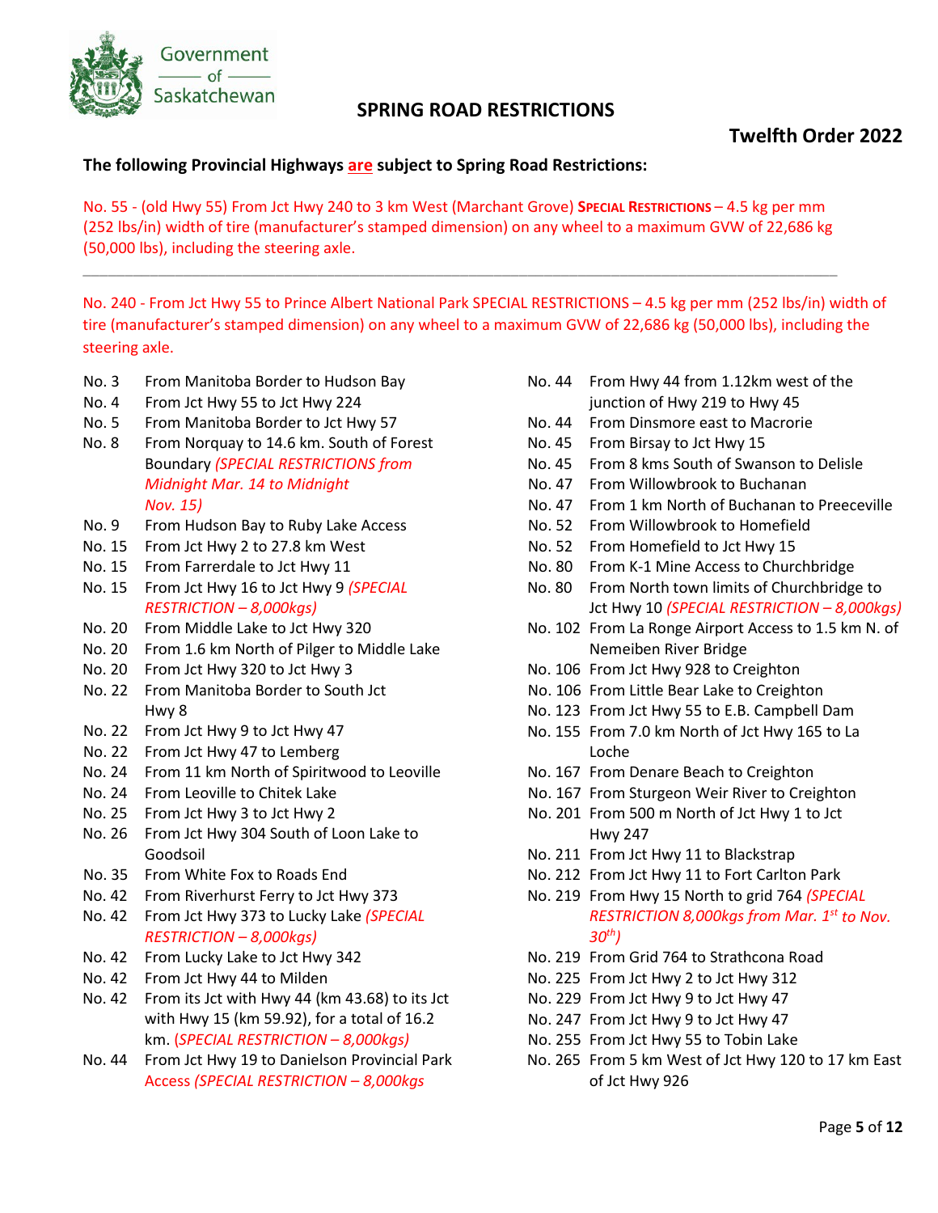Government of Saskatchewan

# SPRING ROAD RESTRICTIONS

## Twelfth Order 2022

**The following Provincial Highways <u>are</u> subject to Spring Road Restrictions:**

No. 55 - (old Hwy 55) From Jct Hwy 240 to 3 km West (Marchant Grove) **SPECIAL RESTRICTIONS** – 4.5 kg per mm (252 lbs/in) width of tire (manufacturer's stamped dimension) on any wheel to a maximum GVW of 22,686 kg (50,000 lbs), including the steering axle.

---

No. 240 - From Jct Hwy 55 to Prince Albert National Park SPECIAL RESTRICTIONS – 4.5 kg per mm (252 lbs/in) width of tire (manufacturer's stamped dimension) on any wheel to a maximum GVW of 22,686 kg (50,000 lbs), including the steering axle.

| No. | Section |
|---|---|
| No. 3 | From Manitoba Border to Hudson Bay |
| No. 4 | From Jct Hwy 55 to Jct Hwy 224 |
| No. 5 | From Manitoba Border to Jct Hwy 57 |
| No. 8 | From Norquay to 14.6 km. South of Forest Boundary *(SPECIAL RESTRICTIONS from Midnight Mar. 14 to Midnight Nov. 15)* |
| No. 9 | From Hudson Bay to Ruby Lake Access |
| No. 15 | From Jct Hwy 2 to 27.8 km West |
| No. 15 | From Farrerdale to Jct Hwy 11 |
| No. 15 | From Jct Hwy 16 to Jct Hwy 9 *(SPECIAL RESTRICTION – 8,000kgs)* |
| No. 20 | From Middle Lake to Jct Hwy 320 |
| No. 20 | From 1.6 km North of Pilger to Middle Lake |
| No. 20 | From Jct Hwy 320 to Jct Hwy 3 |
| No. 22 | From Manitoba Border to South Jct Hwy 8 |
| No. 22 | From Jct Hwy 9 to Jct Hwy 47 |
| No. 22 | From Jct Hwy 47 to Lemberg |
| No. 24 | From 11 km North of Spiritwood to Leoville |
| No. 24 | From Leoville to Chitek Lake |
| No. 25 | From Jct Hwy 3 to Jct Hwy 2 |
| No. 26 | From Jct Hwy 304 South of Loon Lake to Goodsoil |
| No. 35 | From White Fox to Roads End |
| No. 42 | From Riverhurst Ferry to Jct Hwy 373 |
| No. 42 | From Jct Hwy 373 to Lucky Lake *(SPECIAL RESTRICTION – 8,000kgs)* |
| No. 42 | From Lucky Lake to Jct Hwy 342 |
| No. 42 | From Jct Hwy 44 to Milden |
| No. 42 | From its Jct with Hwy 44 (km 43.68) to its Jct with Hwy 15 (km 59.92), for a total of 16.2 km. *(SPECIAL RESTRICTION – 8,000kgs)* |
| No. 44 | From Jct Hwy 19 to Danielson Provincial Park Access *(SPECIAL RESTRICTION – 8,000kgs* |
| No. 44 | From Hwy 44 from 1.12km west of the junction of Hwy 219 to Hwy 45 |
| No. 44 | From Dinsmore east to Macrorie |
| No. 45 | From Birsay to Jct Hwy 15 |
| No. 45 | From 8 kms South of Swanson to Delisle |
| No. 47 | From Willowbrook to Buchanan |
| No. 47 | From 1 km North of Buchanan to Preeceville |
| No. 52 | From Willowbrook to Homefield |
| No. 52 | From Homefield to Jct Hwy 15 |
| No. 80 | From K-1 Mine Access to Churchbridge |
| No. 80 | From North town limits of Churchbridge to Jct Hwy 10 *(SPECIAL RESTRICTION – 8,000kgs)* |
| No. 102 | From La Ronge Airport Access to 1.5 km N. of Nemeiben River Bridge |
| No. 106 | From Jct Hwy 928 to Creighton |
| No. 106 | From Little Bear Lake to Creighton |
| No. 123 | From Jct Hwy 55 to E.B. Campbell Dam |
| No. 155 | From 7.0 km North of Jct Hwy 165 to La Loche |
| No. 167 | From Denare Beach to Creighton |
| No. 167 | From Sturgeon Weir River to Creighton |
| No. 201 | From 500 m North of Jct Hwy 1 to Jct Hwy 247 |
| No. 211 | From Jct Hwy 11 to Blackstrap |
| No. 212 | From Jct Hwy 11 to Fort Carlton Park |
| No. 219 | From Hwy 15 North to grid 764 *(SPECIAL RESTRICTION 8,000kgs from Mar. 1st to Nov. 30th)* |
| No. 219 | From Grid 764 to Strathcona Road |
| No. 225 | From Jct Hwy 2 to Jct Hwy 312 |
| No. 229 | From Jct Hwy 9 to Jct Hwy 47 |
| No. 247 | From Jct Hwy 9 to Jct Hwy 47 |
| No. 255 | From Jct Hwy 55 to Tobin Lake |
| No. 265 | From 5 km West of Jct Hwy 120 to 17 km East of Jct Hwy 926 |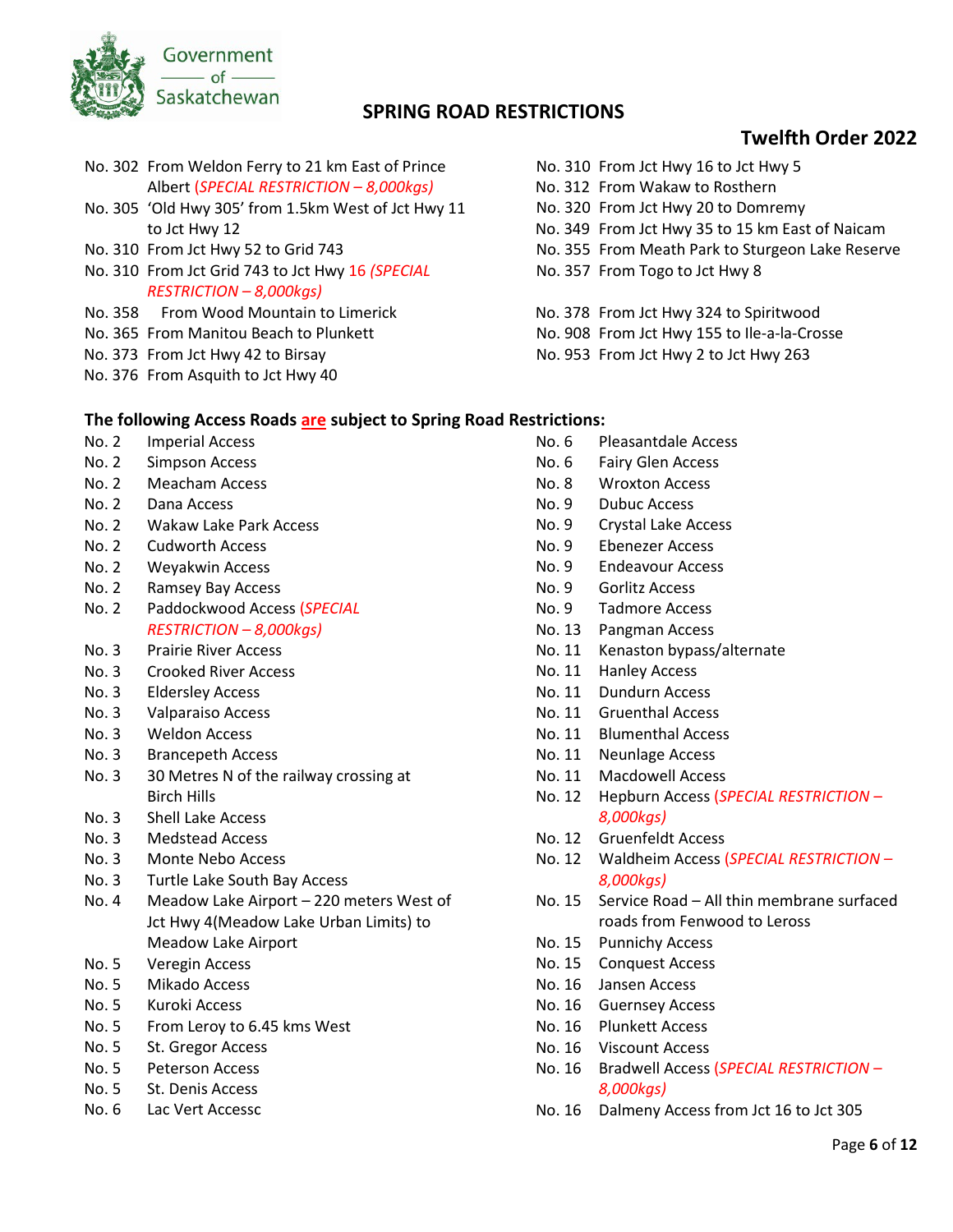# SPRING ROAD RESTRICTIONS

## Twelfth Order 2022

No. 302 From Weldon Ferry to 21 km East of Prince Albert (*SPECIAL RESTRICTION – 8,000kgs)*
No. 305 'Old Hwy 305' from 1.5km West of Jct Hwy 11 to Jct Hwy 12
No. 310 From Jct Hwy 52 to Grid 743
No. 310 From Jct Grid 743 to Jct Hwy 16 *(SPECIAL RESTRICTION – 8,000kgs)*
No. 358 From Wood Mountain to Limerick
No. 365 From Manitou Beach to Plunkett
No. 373 From Jct Hwy 42 to Birsay
No. 376 From Asquith to Jct Hwy 40
No. 310 From Jct Hwy 16 to Jct Hwy 5
No. 312 From Wakaw to Rosthern
No. 320 From Jct Hwy 20 to Domremy
No. 349 From Jct Hwy 35 to 15 km East of Naicam
No. 355 From Meath Park to Sturgeon Lake Reserve
No. 357 From Togo to Jct Hwy 8
No. 378 From Jct Hwy 324 to Spiritwood
No. 908 From Jct Hwy 155 to Ile-a-la-Crosse
No. 953 From Jct Hwy 2 to Jct Hwy 263

**The following Access Roads are subject to Spring Road Restrictions:**

| No. | Access Road |
|---|---|
| No. 2 | Imperial Access |
| No. 2 | Simpson Access |
| No. 2 | Meacham Access |
| No. 2 | Dana Access |
| No. 2 | Wakaw Lake Park Access |
| No. 2 | Cudworth Access |
| No. 2 | Weyakwin Access |
| No. 2 | Ramsey Bay Access |
| No. 2 | Paddockwood Access (*SPECIAL RESTRICTION – 8,000kgs)* |
| No. 3 | Prairie River Access |
| No. 3 | Crooked River Access |
| No. 3 | Eldersley Access |
| No. 3 | Valparaiso Access |
| No. 3 | Weldon Access |
| No. 3 | Brancepeth Access |
| No. 3 | 30 Metres N of the railway crossing at Birch Hills |
| No. 3 | Shell Lake Access |
| No. 3 | Medstead Access |
| No. 3 | Monte Nebo Access |
| No. 3 | Turtle Lake South Bay Access |
| No. 4 | Meadow Lake Airport – 220 meters West of Jct Hwy 4(Meadow Lake Urban Limits) to Meadow Lake Airport |
| No. 5 | Veregin Access |
| No. 5 | Mikado Access |
| No. 5 | Kuroki Access |
| No. 5 | From Leroy to 6.45 kms West |
| No. 5 | St. Gregor Access |
| No. 5 | Peterson Access |
| No. 5 | St. Denis Access |
| No. 6 | Lac Vert Accessc |
| No. 6 | Pleasantdale Access |
| No. 6 | Fairy Glen Access |
| No. 8 | Wroxton Access |
| No. 9 | Dubuc Access |
| No. 9 | Crystal Lake Access |
| No. 9 | Ebenezer Access |
| No. 9 | Endeavour Access |
| No. 9 | Gorlitz Access |
| No. 9 | Tadmore Access |
| No. 13 | Pangman Access |
| No. 11 | Kenaston bypass/alternate |
| No. 11 | Hanley Access |
| No. 11 | Dundurn Access |
| No. 11 | Gruenthal Access |
| No. 11 | Blumenthal Access |
| No. 11 | Neunlage Access |
| No. 11 | Macdowell Access |
| No. 12 | Hepburn Access (*SPECIAL RESTRICTION – 8,000kgs)* |
| No. 12 | Gruenfeldt Access |
| No. 12 | Waldheim Access (*SPECIAL RESTRICTION – 8,000kgs)* |
| No. 15 | Service Road – All thin membrane surfaced roads from Fenwood to Leross |
| No. 15 | Punnichy Access |
| No. 15 | Conquest Access |
| No. 16 | Jansen Access |
| No. 16 | Guernsey Access |
| No. 16 | Plunkett Access |
| No. 16 | Viscount Access |
| No. 16 | Bradwell Access (*SPECIAL RESTRICTION – 8,000kgs)* |
| No. 16 | Dalmeny Access from Jct 16 to Jct 305 |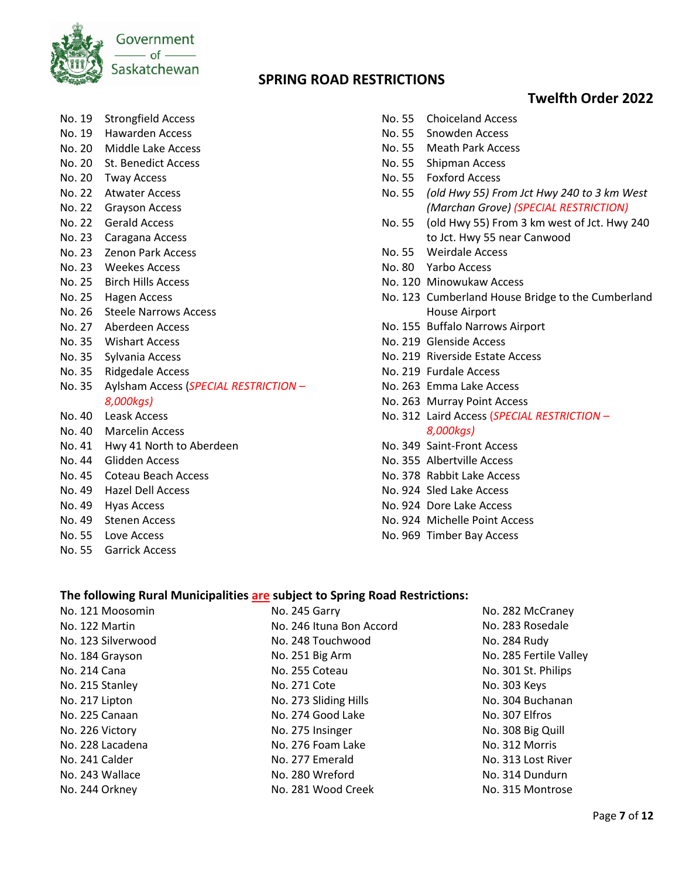Government of Saskatchewan

# SPRING ROAD RESTRICTIONS

## Twelfth Order 2022

No. 19 Strongfield Access
No. 19 Hawarden Access
No. 20 Middle Lake Access
No. 20 St. Benedict Access
No. 20 Tway Access
No. 22 Atwater Access
No. 22 Grayson Access
No. 22 Gerald Access
No. 23 Caragana Access
No. 23 Zenon Park Access
No. 23 Weekes Access
No. 25 Birch Hills Access
No. 25 Hagen Access
No. 26 Steele Narrows Access
No. 27 Aberdeen Access
No. 35 Wishart Access
No. 35 Sylvania Access
No. 35 Ridgedale Access
No. 35 Aylsham Access (*SPECIAL RESTRICTION – 8,000kgs)*
No. 40 Leask Access
No. 40 Marcelin Access
No. 41 Hwy 41 North to Aberdeen
No. 44 Glidden Access
No. 45 Coteau Beach Access
No. 49 Hazel Dell Access
No. 49 Hyas Access
No. 49 Stenen Access
No. 55 Love Access
No. 55 Garrick Access
No. 55 Choiceland Access
No. 55 Snowden Access
No. 55 Meath Park Access
No. 55 Shipman Access
No. 55 Foxford Access
No. 55 *(old Hwy 55) From Jct Hwy 240 to 3 km West (Marchan Grove) (SPECIAL RESTRICTION)*
No. 55 (old Hwy 55) From 3 km west of Jct. Hwy 240 to Jct. Hwy 55 near Canwood
No. 55 Weirdale Access
No. 80 Yarbo Access
No. 120 Minowukaw Access
No. 123 Cumberland House Bridge to the Cumberland House Airport
No. 155 Buffalo Narrows Airport
No. 219 Glenside Access
No. 219 Riverside Estate Access
No. 219 Furdale Access
No. 263 Emma Lake Access
No. 263 Murray Point Access
No. 312 Laird Access (*SPECIAL RESTRICTION – 8,000kgs)*
No. 349 Saint-Front Access
No. 355 Albertville Access
No. 378 Rabbit Lake Access
No. 924 Sled Lake Access
No. 924 Dore Lake Access
No. 924 Michelle Point Access
No. 969 Timber Bay Access

**The following Rural Municipalities are subject to Spring Road Restrictions:**

No. 121 Moosomin
No. 122 Martin
No. 123 Silverwood
No. 184 Grayson
No. 214 Cana
No. 215 Stanley
No. 217 Lipton
No. 225 Canaan
No. 226 Victory
No. 228 Lacadena
No. 241 Calder
No. 243 Wallace
No. 244 Orkney
No. 245 Garry
No. 246 Ituna Bon Accord
No. 248 Touchwood
No. 251 Big Arm
No. 255 Coteau
No. 271 Cote
No. 273 Sliding Hills
No. 274 Good Lake
No. 275 Insinger
No. 276 Foam Lake
No. 277 Emerald
No. 280 Wreford
No. 281 Wood Creek
No. 282 McCraney
No. 283 Rosedale
No. 284 Rudy
No. 285 Fertile Valley
No. 301 St. Philips
No. 303 Keys
No. 304 Buchanan
No. 307 Elfros
No. 308 Big Quill
No. 312 Morris
No. 313 Lost River
No. 314 Dundurn
No. 315 Montrose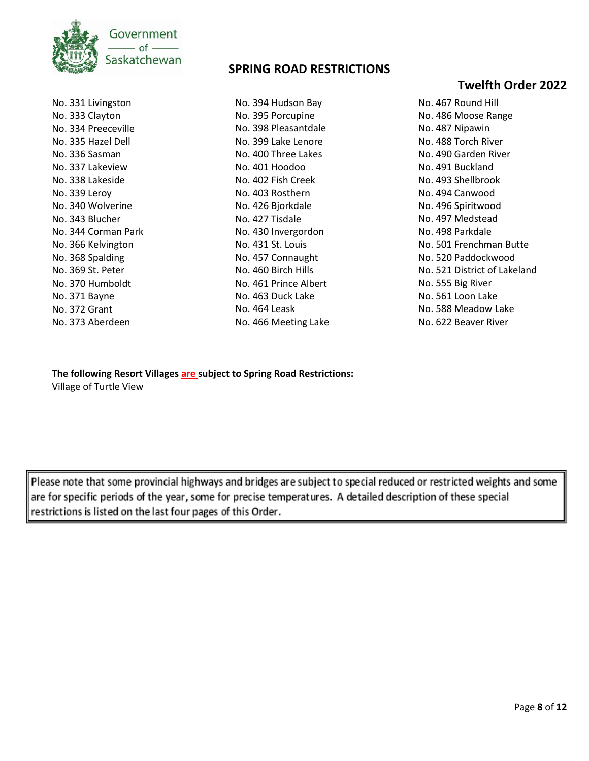## SPRING ROAD RESTRICTIONS

### Twelfth Order 2022

No. 331 Livingston
No. 333 Clayton
No. 334 Preeceville
No. 335 Hazel Dell
No. 336 Sasman
No. 337 Lakeview
No. 338 Lakeside
No. 339 Leroy
No. 340 Wolverine
No. 343 Blucher
No. 344 Corman Park
No. 366 Kelvington
No. 368 Spalding
No. 369 St. Peter
No. 370 Humboldt
No. 371 Bayne
No. 372 Grant
No. 373 Aberdeen
No. 394 Hudson Bay
No. 395 Porcupine
No. 398 Pleasantdale
No. 399 Lake Lenore
No. 400 Three Lakes
No. 401 Hoodoo
No. 402 Fish Creek
No. 403 Rosthern
No. 426 Bjorkdale
No. 427 Tisdale
No. 430 Invergordon
No. 431 St. Louis
No. 457 Connaught
No. 460 Birch Hills
No. 461 Prince Albert
No. 463 Duck Lake
No. 464 Leask
No. 466 Meeting Lake
No. 467 Round Hill
No. 486 Moose Range
No. 487 Nipawin
No. 488 Torch River
No. 490 Garden River
No. 491 Buckland
No. 493 Shellbrook
No. 494 Canwood
No. 496 Spiritwood
No. 497 Medstead
No. 498 Parkdale
No. 501 Frenchman Butte
No. 520 Paddockwood
No. 521 District of Lakeland
No. 555 Big River
No. 561 Loon Lake
No. 588 Meadow Lake
No. 622 Beaver River

**The following Resort Villages are subject to Spring Road Restrictions:**
Village of Turtle View

Please note that some provincial highways and bridges are subject to special reduced or restricted weights and some are for specific periods of the year, some for precise temperatures. A detailed description of these special restrictions is listed on the last four pages of this Order.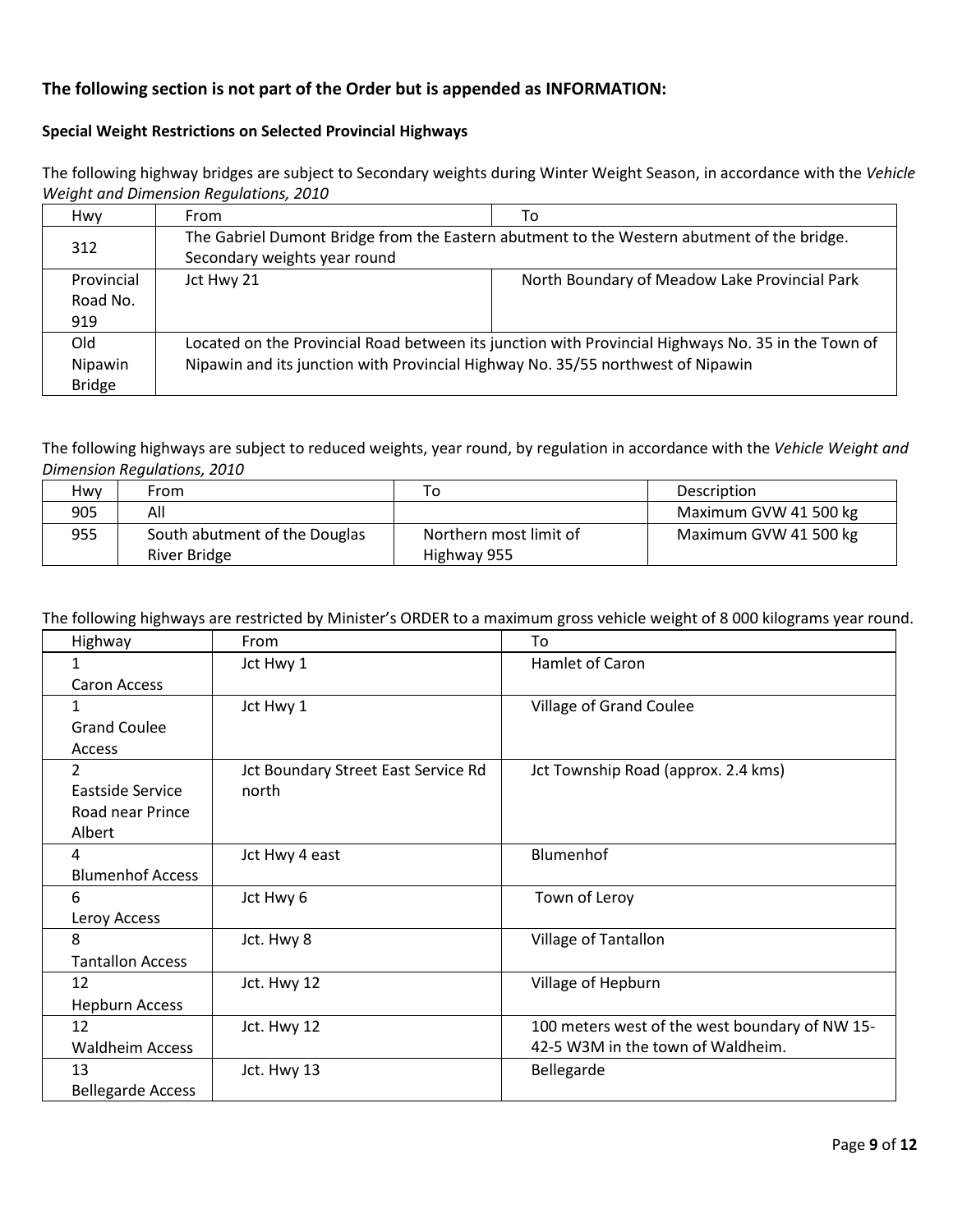**The following section is not part of the Order but is appended as INFORMATION:**

**Special Weight Restrictions on Selected Provincial Highways**

The following highway bridges are subject to Secondary weights during Winter Weight Season, in accordance with the *Vehicle Weight and Dimension Regulations, 2010*

| Hwy | From | To |
|---|---|---|
| 312 | The Gabriel Dumont Bridge from the Eastern abutment to the Western abutment of the bridge. Secondary weights year round | |
| Provincial Road No. 919 | Jct Hwy 21 | North Boundary of Meadow Lake Provincial Park |
| Old Nipawin Bridge | Located on the Provincial Road between its junction with Provincial Highways No. 35 in the Town of Nipawin and its junction with Provincial Highway No. 35/55 northwest of Nipawin | |

The following highways are subject to reduced weights, year round, by regulation in accordance with the *Vehicle Weight and Dimension Regulations, 2010*

| Hwy | From | To | Description |
|---|---|---|---|
| 905 | All | | Maximum GVW 41 500 kg |
| 955 | South abutment of the Douglas River Bridge | Northern most limit of Highway 955 | Maximum GVW 41 500 kg |

The following highways are restricted by Minister's ORDER to a maximum gross vehicle weight of 8 000 kilograms year round.

| Highway | From | To |
|---|---|---|
| 1 Caron Access | Jct Hwy 1 | Hamlet of Caron |
| 1 Grand Coulee Access | Jct Hwy 1 | Village of Grand Coulee |
| 2 Eastside Service Road near Prince Albert | Jct Boundary Street East Service Rd north | Jct Township Road (approx. 2.4 kms) |
| 4 Blumenhof Access | Jct Hwy 4 east | Blumenhof |
| 6 Leroy Access | Jct Hwy 6 | Town of Leroy |
| 8 Tantallon Access | Jct. Hwy 8 | Village of Tantallon |
| 12 Hepburn Access | Jct. Hwy 12 | Village of Hepburn |
| 12 Waldheim Access | Jct. Hwy 12 | 100 meters west of the west boundary of NW 15-42-5 W3M in the town of Waldheim. |
| 13 Bellegarde Access | Jct. Hwy 13 | Bellegarde |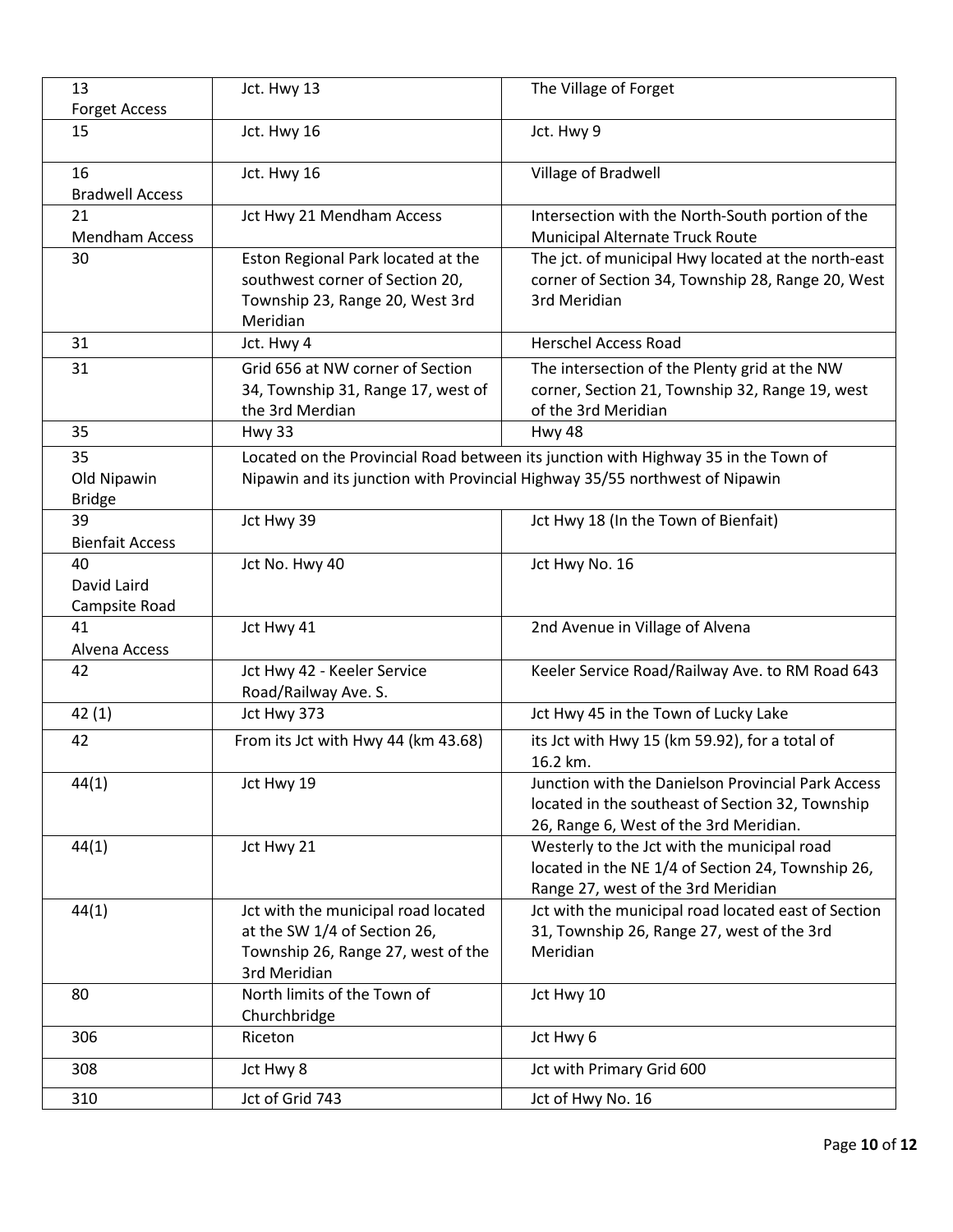| | | |
|---|---|---|
| 13 Forget Access | Jct. Hwy 13 | The Village of Forget |
| 15 | Jct. Hwy 16 | Jct. Hwy 9 |
| 16 Bradwell Access | Jct. Hwy 16 | Village of Bradwell |
| 21 Mendham Access | Jct Hwy 21 Mendham Access | Intersection with the North-South portion of the Municipal Alternate Truck Route |
| 30 | Eston Regional Park located at the southwest corner of Section 20, Township 23, Range 20, West 3rd Meridian | The jct. of municipal Hwy located at the north-east corner of Section 34, Township 28, Range 20, West 3rd Meridian |
| 31 | Jct. Hwy 4 | Herschel Access Road |
| 31 | Grid 656 at NW corner of Section 34, Township 31, Range 17, west of the 3rd Merdian | The intersection of the Plenty grid at the NW corner, Section 21, Township 32, Range 19, west of the 3rd Meridian |
| 35 | Hwy 33 | Hwy 48 |
| 35 Old Nipawin Bridge | Located on the Provincial Road between its junction with Highway 35 in the Town of Nipawin and its junction with Provincial Highway 35/55 northwest of Nipawin | |
| 39 Bienfait Access | Jct Hwy 39 | Jct Hwy 18 (In the Town of Bienfait) |
| 40 David Laird Campsite Road | Jct No. Hwy 40 | Jct Hwy No. 16 |
| 41 Alvena Access | Jct Hwy 41 | 2nd Avenue in Village of Alvena |
| 42 | Jct Hwy 42 - Keeler Service Road/Railway Ave. S. | Keeler Service Road/Railway Ave. to RM Road 643 |
| 42 (1) | Jct Hwy 373 | Jct Hwy 45 in the Town of Lucky Lake |
| 42 | From its Jct with Hwy 44 (km 43.68) | its Jct with Hwy 15 (km 59.92), for a total of 16.2 km. |
| 44(1) | Jct Hwy 19 | Junction with the Danielson Provincial Park Access located in the southeast of Section 32, Township 26, Range 6, West of the 3rd Meridian. |
| 44(1) | Jct Hwy 21 | Westerly to the Jct with the municipal road located in the NE 1/4 of Section 24, Township 26, Range 27, west of the 3rd Meridian |
| 44(1) | Jct with the municipal road located at the SW 1/4 of Section 26, Township 26, Range 27, west of the 3rd Meridian | Jct with the municipal road located east of Section 31, Township 26, Range 27, west of the 3rd Meridian |
| 80 | North limits of the Town of Churchbridge | Jct Hwy 10 |
| 306 | Riceton | Jct Hwy 6 |
| 308 | Jct Hwy 8 | Jct with Primary Grid 600 |
| 310 | Jct of Grid 743 | Jct of Hwy No. 16 |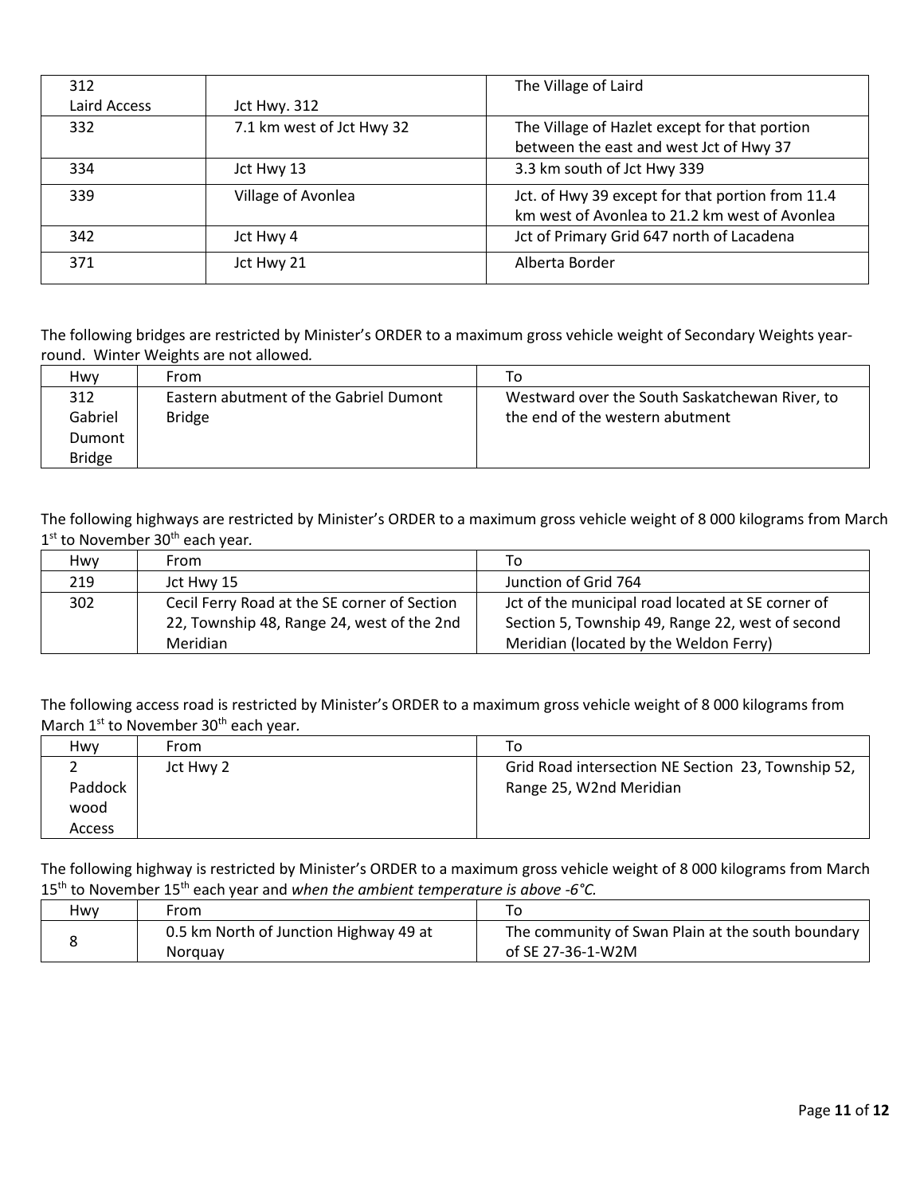| | | |
|---|---|---|
| 312 Laird Access | Jct Hwy. 312 | The Village of Laird |
| 332 | 7.1 km west of Jct Hwy 32 | The Village of Hazlet except for that portion between the east and west Jct of Hwy 37 |
| 334 | Jct Hwy 13 | 3.3 km south of Jct Hwy 339 |
| 339 | Village of Avonlea | Jct. of Hwy 39 except for that portion from 11.4 km west of Avonlea to 21.2 km west of Avonlea |
| 342 | Jct Hwy 4 | Jct of Primary Grid 647 north of Lacadena |
| 371 | Jct Hwy 21 | Alberta Border |

The following bridges are restricted by Minister's ORDER to a maximum gross vehicle weight of Secondary Weights year-round. Winter Weights are not allowed*.*

| Hwy | From | To |
|---|---|---|
| 312 Gabriel Dumont Bridge | Eastern abutment of the Gabriel Dumont Bridge | Westward over the South Saskatchewan River, to the end of the western abutment |

The following highways are restricted by Minister's ORDER to a maximum gross vehicle weight of 8 000 kilograms from March 1st to November 30th each year.

| Hwy | From | To |
|---|---|---|
| 219 | Jct Hwy 15 | Junction of Grid 764 |
| 302 | Cecil Ferry Road at the SE corner of Section 22, Township 48, Range 24, west of the 2nd Meridian | Jct of the municipal road located at SE corner of Section 5, Township 49, Range 22, west of second Meridian (located by the Weldon Ferry) |

The following access road is restricted by Minister's ORDER to a maximum gross vehicle weight of 8 000 kilograms from March 1st to November 30th each year.

| Hwy | From | To |
|---|---|---|
| 2 Paddock wood Access | Jct Hwy 2 | Grid Road intersection NE Section 23, Township 52, Range 25, W2nd Meridian |

The following highway is restricted by Minister's ORDER to a maximum gross vehicle weight of 8 000 kilograms from March 15th to November 15th each year and *when the ambient temperature is above -6°C.*

| Hwy | From | To |
|---|---|---|
| 8 | 0.5 km North of Junction Highway 49 at Norquay | The community of Swan Plain at the south boundary of SE 27-36-1-W2M |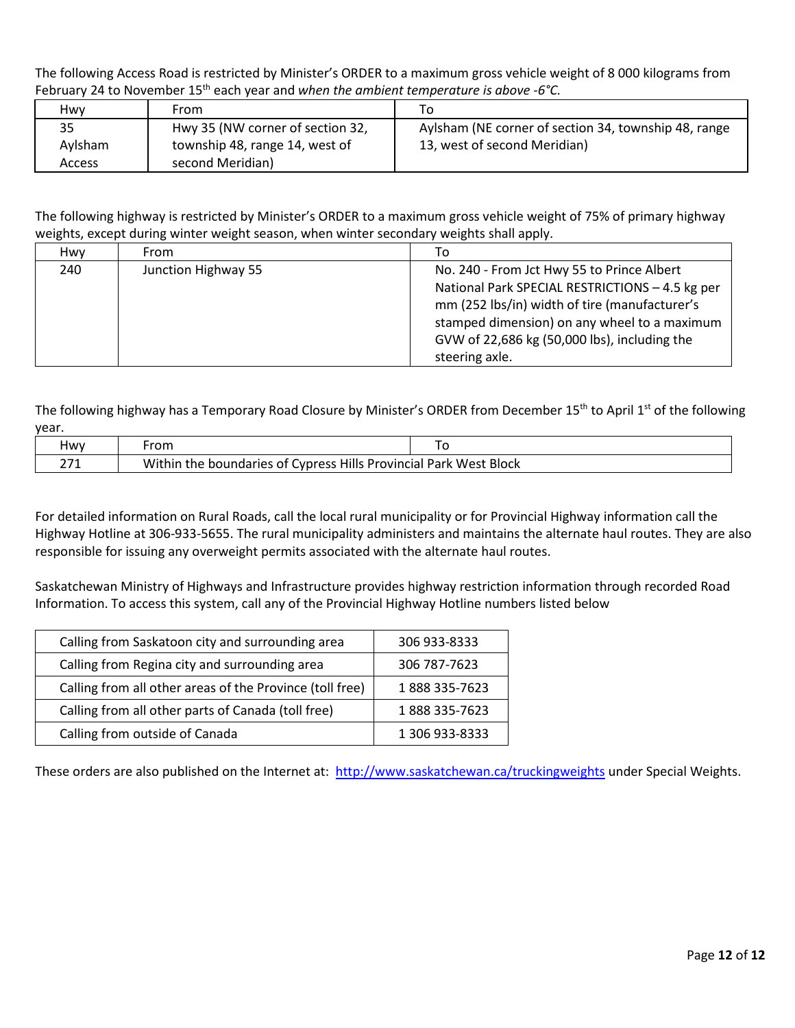The following Access Road is restricted by Minister's ORDER to a maximum gross vehicle weight of 8 000 kilograms from February 24 to November 15th each year and *when the ambient temperature is above -6°C.*

| Hwy | From | To |
|---|---|---|
| 35 Aylsham Access | Hwy 35 (NW corner of section 32, township 48, range 14, west of second Meridian) | Aylsham (NE corner of section 34, township 48, range 13, west of second Meridian) |

The following highway is restricted by Minister's ORDER to a maximum gross vehicle weight of 75% of primary highway weights, except during winter weight season, when winter secondary weights shall apply.

| Hwy | From | To |
|---|---|---|
| 240 | Junction Highway 55 | No. 240 - From Jct Hwy 55 to Prince Albert National Park SPECIAL RESTRICTIONS – 4.5 kg per mm (252 lbs/in) width of tire (manufacturer's stamped dimension) on any wheel to a maximum GVW of 22,686 kg (50,000 lbs), including the steering axle. |

The following highway has a Temporary Road Closure by Minister's ORDER from December 15th to April 1st of the following year.

| Hwy | From | To |
|---|---|---|
| 271 | Within the boundaries of Cypress Hills Provincial Park West Block | |

For detailed information on Rural Roads, call the local rural municipality or for Provincial Highway information call the Highway Hotline at 306-933-5655. The rural municipality administers and maintains the alternate haul routes. They are also responsible for issuing any overweight permits associated with the alternate haul routes.

Saskatchewan Ministry of Highways and Infrastructure provides highway restriction information through recorded Road Information. To access this system, call any of the Provincial Highway Hotline numbers listed below

| | |
|---|---|
| Calling from Saskatoon city and surrounding area | 306 933-8333 |
| Calling from Regina city and surrounding area | 306 787-7623 |
| Calling from all other areas of the Province (toll free) | 1 888 335-7623 |
| Calling from all other parts of Canada (toll free) | 1 888 335-7623 |
| Calling from outside of Canada | 1 306 933-8333 |

These orders are also published on the Internet at: http://www.saskatchewan.ca/truckingweights under Special Weights.